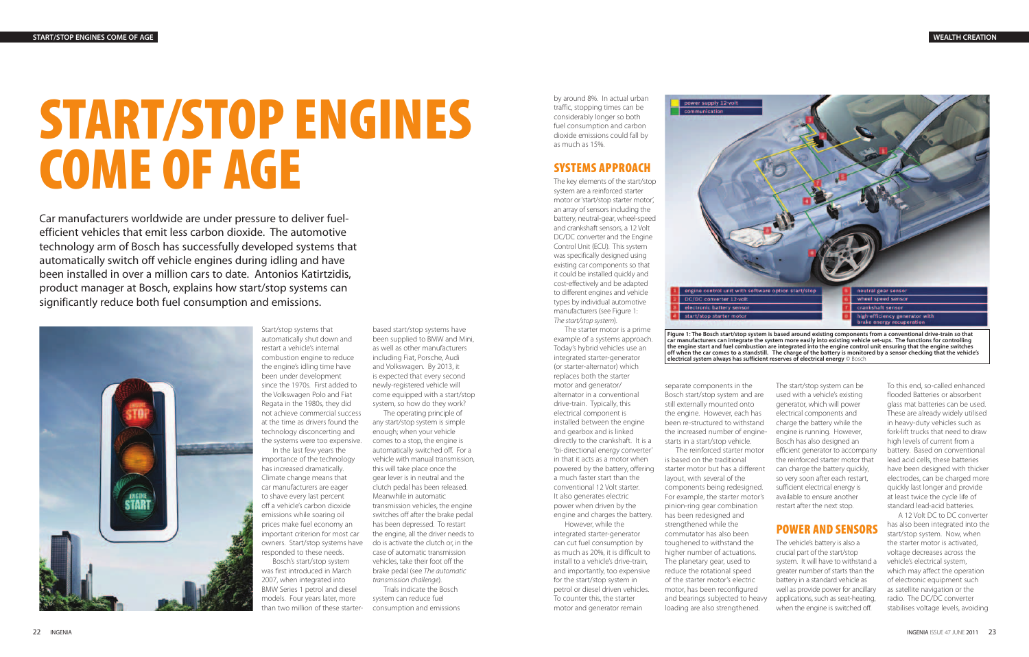# START/STOP ENGINES COME OF AGE

Car manufacturers worldwide are under pressure to deliver fuel-efficient vehicles that emit less carbon dioxide. The automotive technology arm of Bosch has successfully developed systems that automatically switch off vehicle engines during idling and have been installed in over a million cars to date. Antonios Katirtzidis, product manager at Bosch, explains how start/stop systems can significantly reduce both fuel consumption and emissions.

Start/stop systems that automatically shut down and restart a vehicle's internal combustion engine to reduce the engine's idling time have been under development since the 1970s. First added to the Volkswagen Polo and Fiat Regata in the 1980s, they did not achieve commercial success at the time as drivers found the technology disconcerting and the systems were too expensive.

In the last few years the importance of the technology has increased dramatically. Climate change means that car manufacturers are eager to shave every last percent off a vehicle's carbon dioxide emissions while soaring oil prices make fuel economy an important criterion for most car owners. Start/stop systems have responded to these needs.

Bosch's start/stop system was first introduced in March 2007, when integrated into BMW Series 1 petrol and diesel models. Four years later, more than two million of these starter-based start/stop systems have been supplied to BMW and Mini, as well as other manufacturers including Fiat, Porsche, Audi and Volkswagen. By 2013, it is expected that every second newly-registered vehicle will come equipped with a start/stop system, so how do they work?

The operating principle of any start/stop system is simple enough; when your vehicle comes to a stop, the engine is automatically switched off. For a vehicle with manual transmission, this will take place once the gear lever is in neutral and the clutch pedal has been released. Meanwhile in automatic transmission vehicles, the engine switches off after the brake pedal has been depressed. To restart the engine, all the driver needs to do is activate the clutch or, in the case of automatic transmission vehicles, take their foot off the brake pedal (see *The automatic transmission challenge*).

Trials indicate the Bosch system can reduce fuel consumption and emissions by around 8%. In actual urban traffic, stopping times can be considerably longer so both fuel consumption and carbon dioxide emissions could fall by as much as 15%.

## SYSTEMS APPROACH

The key elements of the start/stop system are a reinforced starter motor or 'start/stop starter motor', an array of sensors including the battery, neutral-gear, wheel-speed and crankshaft sensors, a 12 Volt DC/DC converter and the Engine Control Unit (ECU). This system was specifically designed using existing car components so that it could be installed quickly and cost-effectively and be adapted to different engines and vehicle types by individual automotive manufacturers (see Figure 1: *The start/stop system*).

The starter motor is a prime example of a systems approach. Today's hybrid vehicles use an integrated starter-generator (or starter-alternator) which replaces both the starter motor and generator/alternator in a conventional drive-train. Typically, this electrical component is installed between the engine and gearbox and is linked directly to the crankshaft. It is a 'bi-directional energy converter' in that it acts as a motor when powered by the battery, offering a much faster start than the conventional 12 Volt starter. It also generates electric power when driven by the engine and charges the battery.

However, while the integrated starter-generator can cut fuel consumption by as much as 20%, it is difficult to install to a vehicle's drive-train, and importantly, too expensive for the start/stop system in petrol or diesel driven vehicles. To counter this, the starter motor and generator remain separate components in the Bosch start/stop system and are still externally mounted onto the engine. However, each has been re-structured to withstand the increased number of engine-starts in a start/stop vehicle.

The reinforced starter motor is based on the traditional starter motor but has a different layout, with several of the components being redesigned. For example, the starter motor's pinion-ring gear combination has been redesigned and strengthened while the commutator has also been toughened to withstand the higher number of actuations. The planetary gear, used to reduce the rotational speed of the starter motor's electric motor, has been reconfigured and bearings subjected to heavy loading are also strengthened.

The start/stop system can be used with a vehicle's existing generator, which will power electrical components and charge the battery while the engine is running. However, Bosch has also designed an efficient generator to accompany the reinforced starter motor that can charge the battery quickly, so very soon after each restart, sufficient electrical energy is available to ensure another restart after the next stop.

power supply 12-volt
communication

| | | | |
|---|---|---|---|
| 1 | engine control unit with software option start/stop | 5 | neutral gear sensor |
| 2 | DC/DC converter 12-volt | 6 | wheel speed sensor |
| 3 | electronic battery sensor | 7 | crankshaft sensor |
| 4 | start/stop starter motor | 8 | high-efficiency generator with brake energy recuperation |

**Figure 1: The Bosch start/stop system is based around existing components from a conventional drive-train so that car manufacturers can integrate the system more easily into existing vehicle set-ups. The functions for controlling the engine start and fuel combustion are integrated into the engine control unit ensuring that the engine switches off when the car comes to a standstill. The charge of the battery is monitored by a sensor checking that the vehicle's electrical system always has sufficient reserves of electrical energy** © Bosch

## POWER AND SENSORS

The vehicle's battery is also a crucial part of the start/stop system. It will have to withstand a greater number of starts than the battery in a standard vehicle as well as provide power for ancillary applications, such as seat-heating, when the engine is switched off. To this end, so-called enhanced flooded Batteries or absorbent glass mat batteries can be used. These are already widely utilised in heavy-duty vehicles such as fork-lift trucks that need to draw high levels of current from a battery. Based on conventional lead acid cells, these batteries have been designed with thicker electrodes, can be charged more quickly last longer and provide at least twice the cycle life of standard lead-acid batteries.

A 12 Volt DC to DC converter has also been integrated into the start/stop system. Now, when the starter motor is activated, voltage decreases across the vehicle's electrical system, which may affect the operation of electronic equipment such as satellite navigation or the radio. The DC/DC converter stabilises voltage levels, avoiding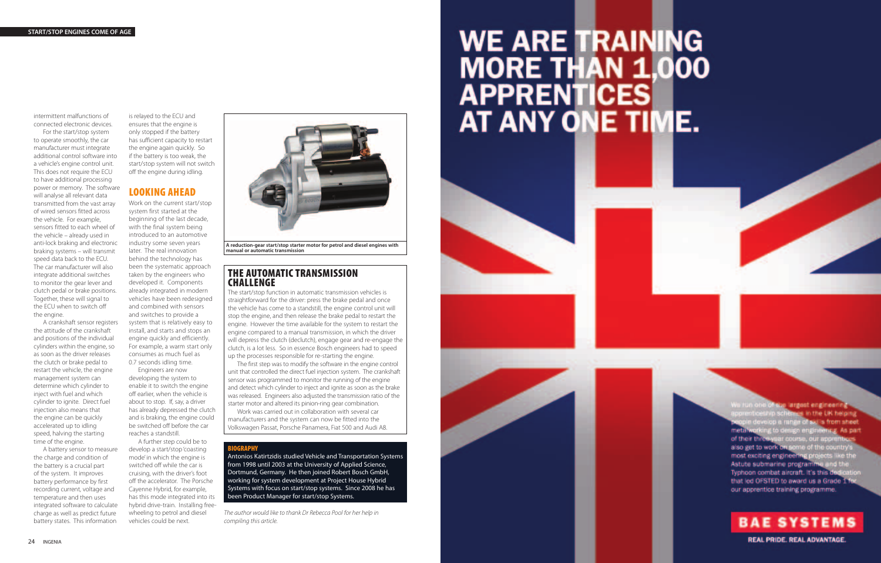intermittent malfunctions of connected electronic devices.

For the start/stop system to operate smoothly, the car manufacturer must integrate additional control software into a vehicle's engine control unit. This does not require the ECU to have additional processing power or memory. The software will analyse all relevant data transmitted from the vast array of wired sensors fitted across the vehicle. For example, sensors fitted to each wheel of the vehicle – already used in anti-lock braking and electronic braking systems – will transmit speed data back to the ECU. The car manufacturer will also integrate additional switches to monitor the gear lever and clutch pedal or brake positions. Together, these will signal to the ECU when to switch off the engine.

A crankshaft sensor registers the attitude of the crankshaft and positions of the individual cylinders within the engine, so as soon as the driver releases the clutch or brake pedal to restart the vehicle, the engine management system can determine which cylinder to inject with fuel and which cylinder to ignite. Direct fuel injection also means that the engine can be quickly accelerated up to idling speed, halving the starting time of the engine.

A battery sensor to measure the charge and condition of the battery is a crucial part of the system. It improves battery performance by first recording current, voltage and temperature and then uses integrated software to calculate charge as well as predict future battery states. This information is relayed to the ECU and ensures that the engine is only stopped if the battery has sufficient capacity to restart the engine again quickly. So if the battery is too weak, the start/stop system will not switch off the engine during idling.

## LOOKING AHEAD

Work on the current start/stop system first started at the beginning of the last decade, with the final system being introduced to an automotive industry some seven years later. The real innovation behind the technology has been the systematic approach taken by the engineers who developed it. Components already integrated in modern vehicles have been redesigned and combined with sensors and switches to provide a system that is relatively easy to install, and starts and stops an engine quickly and efficiently. For example, a warm start only consumes as much fuel as 0.7 seconds idling time.

Engineers are now developing the system to enable it to switch the engine off earlier, when the vehicle is about to stop. If, say, a driver has already depressed the clutch and is braking, the engine could be switched off before the car reaches a standstill.

A further step could be to develop a start/stop 'coasting mode' in which the engine is switched off while the car is cruising, with the driver's foot off the accelerator. The Porsche Cayenne Hybrid, for example, has this mode integrated into its hybrid drive-train. Installing free-wheeling to petrol and diesel vehicles could be next.

A reduction-gear start/stop starter motor for petrol and diesel engines with manual or automatic transmission

## THE AUTOMATIC TRANSMISSION CHALLENGE

The start/stop function in automatic transmission vehicles is straightforward for the driver: press the brake pedal and once the vehicle has come to a standstill, the engine control unit will stop the engine, and then release the brake pedal to restart the engine. However the time available for the system to restart the engine compared to a manual transmission, in which the driver will depress the clutch (declutch), engage gear and re-engage the clutch, is a lot less. So in essence Bosch engineers had to speed up the processes responsible for re-starting the engine.

The first step was to modify the software in the engine control unit that controlled the direct fuel injection system. The crankshaft sensor was programmed to monitor the running of the engine and detect which cylinder to inject and ignite as soon as the brake was released. Engineers also adjusted the transmission ratio of the starter motor and altered its pinion-ring gear combination.

Work was carried out in collaboration with several car manufacturers and the system can now be fitted into the Volkswagen Passat, Porsche Panamera, Fiat 500 and Audi A8.

### BIOGRAPHY

Antonios Katirtzidis studied Vehicle and Transportation Systems from 1998 until 2003 at the University of Applied Science, Dortmund, Germany. He then joined Robert Bosch GmbH, working for system development at Project House Hybrid Systems with focus on start/stop systems. Since 2008 he has been Product Manager for start/stop Systems.

*The author would like to thank Dr Rebecca Pool for her help in compiling this article.*

# WE ARE TRAINING MORE THAN 1,000 APPRENTICES AT ANY ONE TIME.

We run one of the largest engineering apprenticeship schemes in the UK helping people develop a range of skills from sheet metalworking to design engineering. As part of their three-year course, our apprentices also get to work on some of the country's most exciting engineering projects like the Astute submarine programme and the Typhoon combat aircraft. It's this dedication that led OFSTED to award us a Grade 1 for our apprentice training programme.

BAE SYSTEMS

REAL PRIDE. REAL ADVANTAGE.